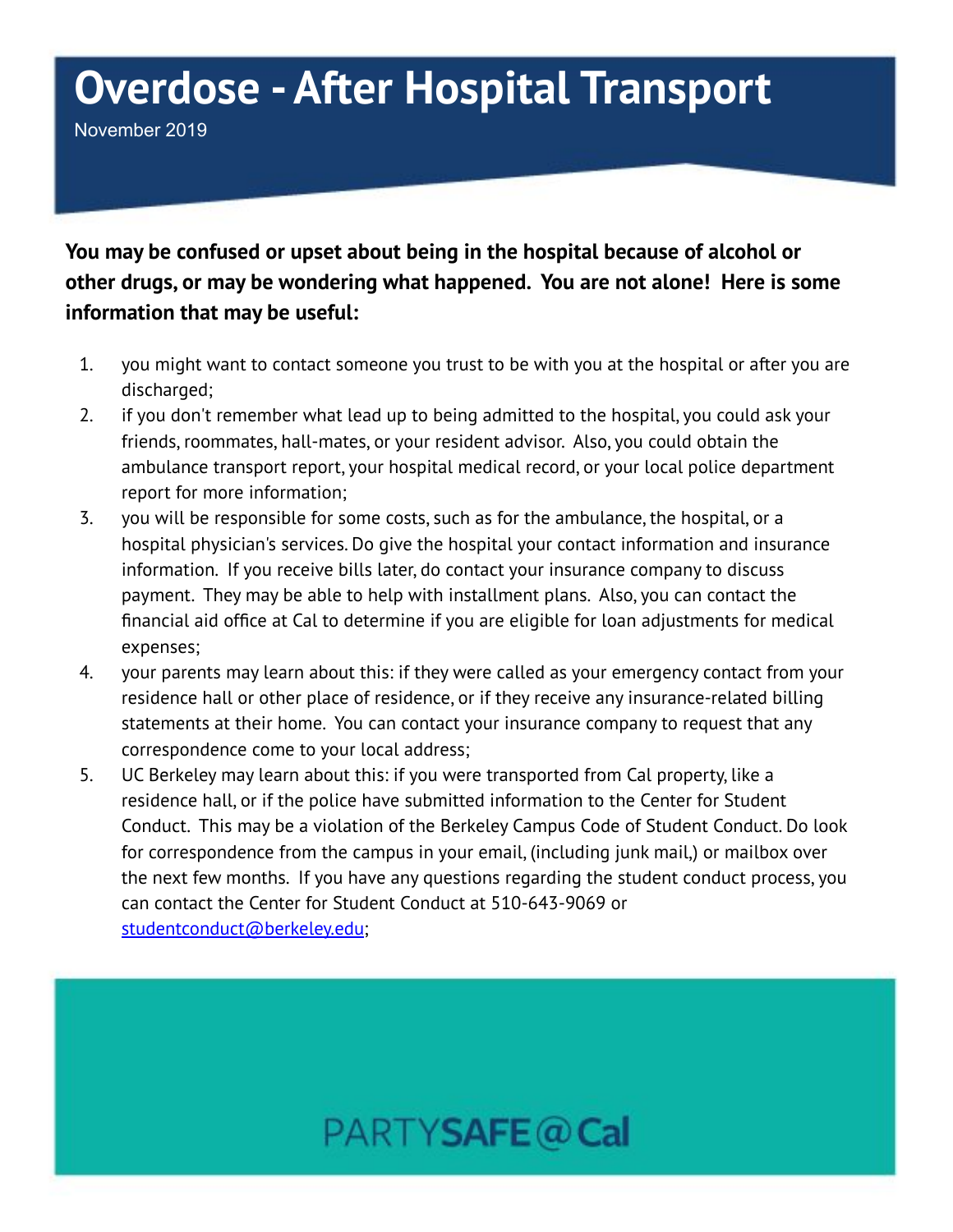# Overdose - After Hospital Transport

November 2019

**You may be confused or upset about being in the hospital because of alcohol or other drugs, or may be wondering what happened. You are not alone! Here is some information that may be useful:**

1. you might want to contact someone you trust to be with you at the hospital or after you are discharged;
2. if you don't remember what lead up to being admitted to the hospital, you could ask your friends, roommates, hall-mates, or your resident advisor. Also, you could obtain the ambulance transport report, your hospital medical record, or your local police department report for more information;
3. you will be responsible for some costs, such as for the ambulance, the hospital, or a hospital physician's services. Do give the hospital your contact information and insurance information. If you receive bills later, do contact your insurance company to discuss payment. They may be able to help with installment plans. Also, you can contact the financial aid office at Cal to determine if you are eligible for loan adjustments for medical expenses;
4. your parents may learn about this: if they were called as your emergency contact from your residence hall or other place of residence, or if they receive any insurance-related billing statements at their home. You can contact your insurance company to request that any correspondence come to your local address;
5. UC Berkeley may learn about this: if you were transported from Cal property, like a residence hall, or if the police have submitted information to the Center for Student Conduct. This may be a violation of the Berkeley Campus Code of Student Conduct. Do look for correspondence from the campus in your email, (including junk mail,) or mailbox over the next few months. If you have any questions regarding the student conduct process, you can contact the Center for Student Conduct at 510-643-9069 or studentconduct@berkeley.edu;

PARTYSAFE@Cal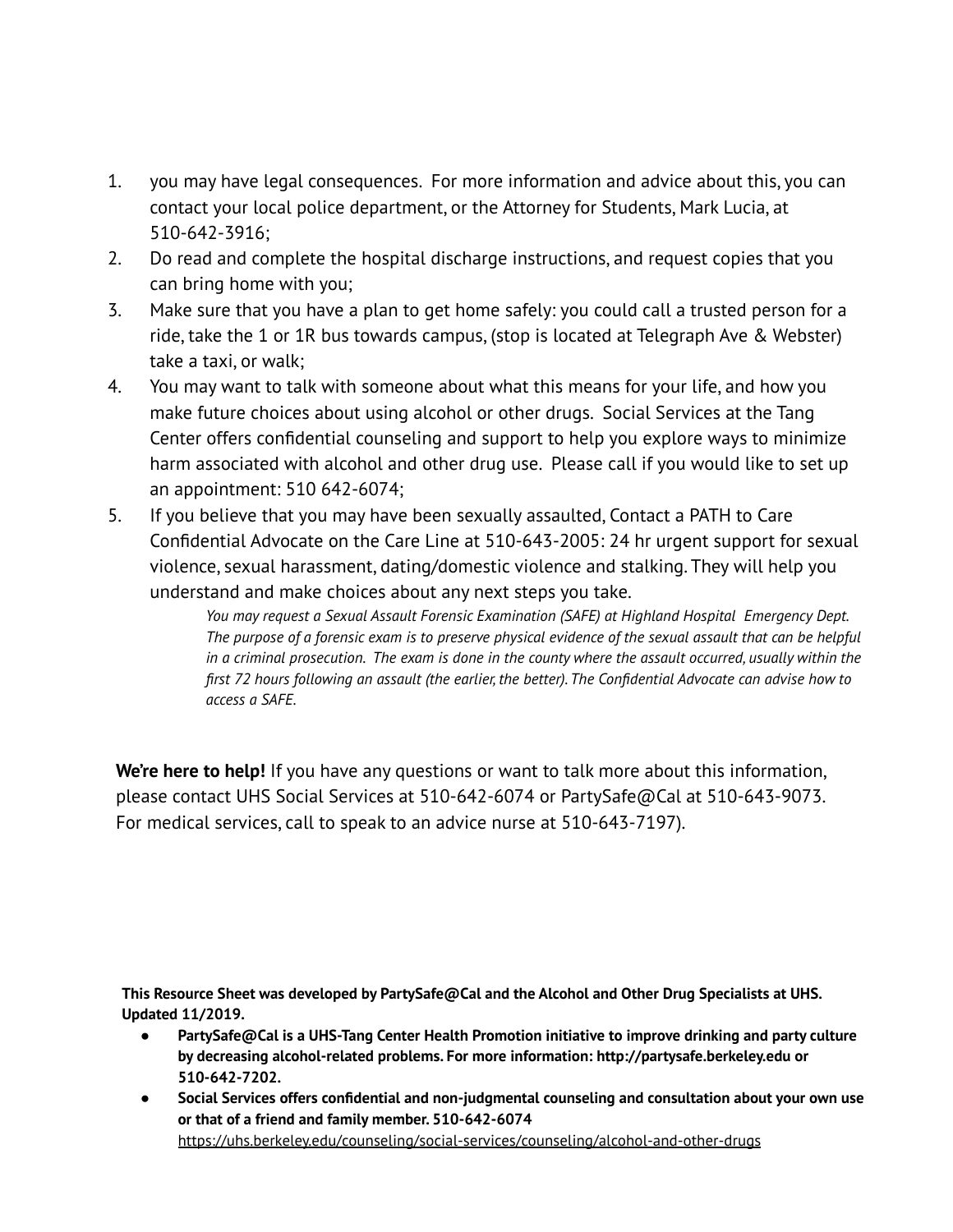1. you may have legal consequences. For more information and advice about this, you can contact your local police department, or the Attorney for Students, Mark Lucia, at 510-642-3916;
2. Do read and complete the hospital discharge instructions, and request copies that you can bring home with you;
3. Make sure that you have a plan to get home safely: you could call a trusted person for a ride, take the 1 or 1R bus towards campus, (stop is located at Telegraph Ave & Webster) take a taxi, or walk;
4. You may want to talk with someone about what this means for your life, and how you make future choices about using alcohol or other drugs. Social Services at the Tang Center offers confidential counseling and support to help you explore ways to minimize harm associated with alcohol and other drug use. Please call if you would like to set up an appointment: 510 642-6074;
5. If you believe that you may have been sexually assaulted, Contact a PATH to Care Confidential Advocate on the Care Line at 510-643-2005: 24 hr urgent support for sexual violence, sexual harassment, dating/domestic violence and stalking. They will help you understand and make choices about any next steps you take.

   *You may request a Sexual Assault Forensic Examination (SAFE) at Highland Hospital Emergency Dept. The purpose of a forensic exam is to preserve physical evidence of the sexual assault that can be helpful in a criminal prosecution. The exam is done in the county where the assault occurred, usually within the first 72 hours following an assault (the earlier, the better). The Confidential Advocate can advise how to access a SAFE.*

**We're here to help!** If you have any questions or want to talk more about this information, please contact UHS Social Services at 510-642-6074 or PartySafe@Cal at 510-643-9073. For medical services, call to speak to an advice nurse at 510-643-7197).

**This Resource Sheet was developed by PartySafe@Cal and the Alcohol and Other Drug Specialists at UHS. Updated 11/2019.**

- **PartySafe@Cal is a UHS-Tang Center Health Promotion initiative to improve drinking and party culture by decreasing alcohol-related problems. For more information: http://partysafe.berkeley.edu or 510-642-7202.**
- **Social Services offers confidential and non-judgmental counseling and consultation about your own use or that of a friend and family member. 510-642-6074**
  https://uhs.berkeley.edu/counseling/social-services/counseling/alcohol-and-other-drugs